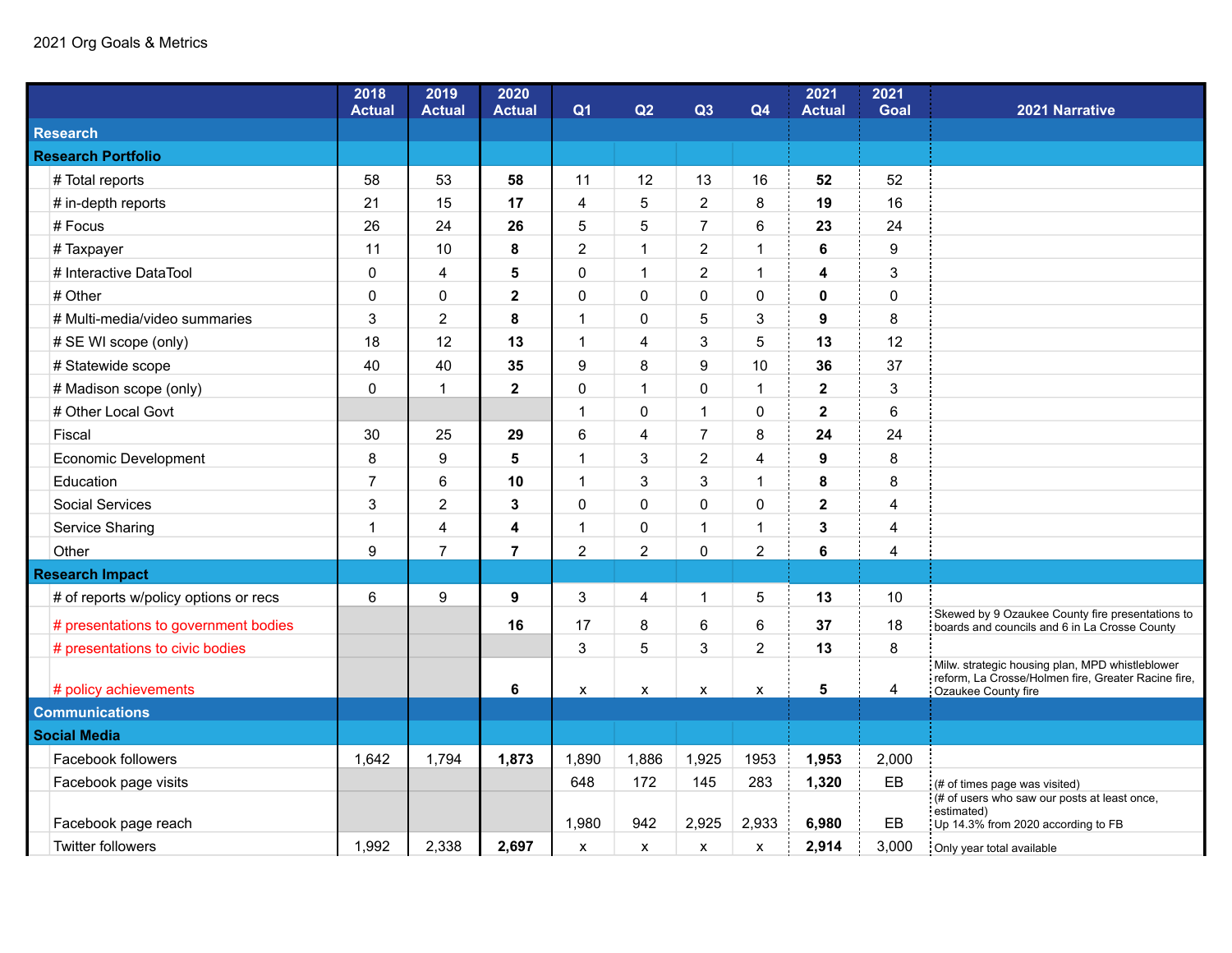2021 Org Goals & Metrics

| | 2018 Actual | 2019 Actual | 2020 Actual | Q1 | Q2 | Q3 | Q4 | 2021 Actual | 2021 Goal | 2021 Narrative |
|---|---|---|---|---|---|---|---|---|---|---|
| **Research** | | | | | | | | | | |
| **Research Portfolio** | | | | | | | | | | |
| # Total reports | 58 | 53 | **58** | 11 | 12 | 13 | 16 | **52** | 52 | |
| # in-depth reports | 21 | 15 | **17** | 4 | 5 | 2 | 8 | **19** | 16 | |
| # Focus | 26 | 24 | **26** | 5 | 5 | 7 | 6 | **23** | 24 | |
| # Taxpayer | 11 | 10 | **8** | 2 | 1 | 2 | 1 | **6** | 9 | |
| # Interactive DataTool | 0 | 4 | **5** | 0 | 1 | 2 | 1 | **4** | 3 | |
| # Other | 0 | 0 | **2** | 0 | 0 | 0 | 0 | **0** | 0 | |
| # Multi-media/video summaries | 3 | 2 | **8** | 1 | 0 | 5 | 3 | **9** | 8 | |
| # SE WI scope (only) | 18 | 12 | **13** | 1 | 4 | 3 | 5 | **13** | 12 | |
| # Statewide scope | 40 | 40 | **35** | 9 | 8 | 9 | 10 | **36** | 37 | |
| # Madison scope (only) | 0 | 1 | **2** | 0 | 1 | 0 | 1 | **2** | 3 | |
| # Other Local Govt | | | | 1 | 0 | 1 | 0 | **2** | 6 | |
| Fiscal | 30 | 25 | **29** | 6 | 4 | 7 | 8 | **24** | 24 | |
| Economic Development | 8 | 9 | **5** | 1 | 3 | 2 | 4 | **9** | 8 | |
| Education | 7 | 6 | **10** | 1 | 3 | 3 | 1 | **8** | 8 | |
| Social Services | 3 | 2 | **3** | 0 | 0 | 0 | 0 | **2** | 4 | |
| Service Sharing | 1 | 4 | **4** | 1 | 0 | 1 | 1 | **3** | 4 | |
| Other | 9 | 7 | **7** | 2 | 2 | 0 | 2 | **6** | 4 | |
| **Research Impact** | | | | | | | | | | |
| # of reports w/policy options or recs | 6 | 9 | **9** | 3 | 4 | 1 | 5 | **13** | 10 | |
| # presentations to government bodies | | | **16** | 17 | 8 | 6 | 6 | **37** | 18 | Skewed by 9 Ozaukee County fire presentations to boards and councils and 6 in La Crosse County |
| # presentations to civic bodies | | | | 3 | 5 | 3 | 2 | **13** | 8 | |
| # policy achievements | | | **6** | x | x | x | x | **5** | 4 | Milw. strategic housing plan, MPD whistleblower reform, La Crosse/Holmen fire, Greater Racine fire, Ozaukee County fire |
| **Communications** | | | | | | | | | | |
| **Social Media** | | | | | | | | | | |
| Facebook followers | 1,642 | 1,794 | **1,873** | 1,890 | 1,886 | 1,925 | 1953 | **1,953** | 2,000 | |
| Facebook page visits | | | | 648 | 172 | 145 | 283 | **1,320** | EB | (# of times page was visited) |
| Facebook page reach | | | | 1,980 | 942 | 2,925 | 2,933 | **6,980** | EB | (# of users who saw our posts at least once, estimated) Up 14.3% from 2020 according to FB |
| Twitter followers | 1,992 | 2,338 | **2,697** | x | x | x | x | **2,914** | 3,000 | Only year total available |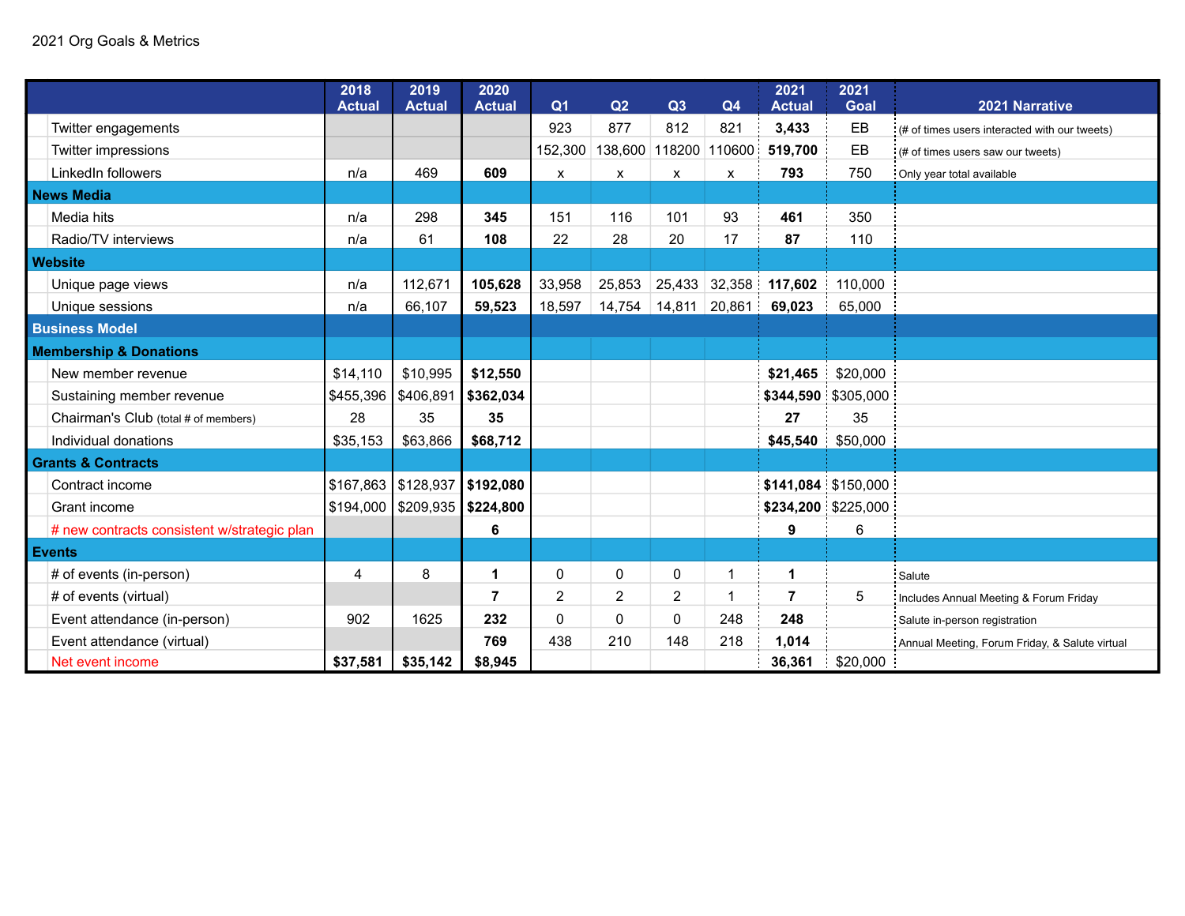2021 Org Goals & Metrics

| | 2018 Actual | 2019 Actual | 2020 Actual | Q1 | Q2 | Q3 | Q4 | 2021 Actual | 2021 Goal | 2021 Narrative |
|---|---|---|---|---|---|---|---|---|---|---|
| Twitter engagements | | | | 923 | 877 | 812 | 821 | **3,433** | EB | (# of times users interacted with our tweets) |
| Twitter impressions | | | | 152,300 | 138,600 | 118200 | 110600 | **519,700** | EB | (# of times users saw our tweets) |
| LinkedIn followers | n/a | 469 | **609** | x | x | x | x | **793** | 750 | Only year total available |
| **News Media** | | | | | | | | | | |
| Media hits | n/a | 298 | **345** | 151 | 116 | 101 | 93 | **461** | 350 | |
| Radio/TV interviews | n/a | 61 | **108** | 22 | 28 | 20 | 17 | **87** | 110 | |
| **Website** | | | | | | | | | | |
| Unique page views | n/a | 112,671 | **105,628** | 33,958 | 25,853 | 25,433 | 32,358 | **117,602** | 110,000 | |
| Unique sessions | n/a | 66,107 | **59,523** | 18,597 | 14,754 | 14,811 | 20,861 | **69,023** | 65,000 | |
| **Business Model** | | | | | | | | | | |
| **Membership & Donations** | | | | | | | | | | |
| New member revenue | $14,110 | $10,995 | **$12,550** | | | | | **$21,465** | $20,000 | |
| Sustaining member revenue | $455,396 | $406,891 | **$362,034** | | | | | **$344,590** | $305,000 | |
| Chairman's Club (total # of members) | 28 | 35 | **35** | | | | | **27** | 35 | |
| Individual donations | $35,153 | $63,866 | **$68,712** | | | | | **$45,540** | $50,000 | |
| **Grants & Contracts** | | | | | | | | | | |
| Contract income | $167,863 | $128,937 | **$192,080** | | | | | **$141,084** | $150,000 | |
| Grant income | $194,000 | $209,935 | **$224,800** | | | | | **$234,200** | $225,000 | |
| # new contracts consistent w/strategic plan | | | **6** | | | | | **9** | 6 | |
| **Events** | | | | | | | | | | |
| # of events (in-person) | 4 | 8 | **1** | 0 | 0 | 0 | 1 | **1** | | Salute |
| # of events (virtual) | | | **7** | 2 | 2 | 2 | 1 | **7** | 5 | Includes Annual Meeting & Forum Friday |
| Event attendance (in-person) | 902 | 1625 | **232** | 0 | 0 | 0 | 248 | **248** | | Salute in-person registration |
| Event attendance (virtual) | | | **769** | 438 | 210 | 148 | 218 | **1,014** | | Annual Meeting, Forum Friday, & Salute virtual |
| Net event income | **$37,581** | **$35,142** | **$8,945** | | | | | **36,361** | $20,000 | |